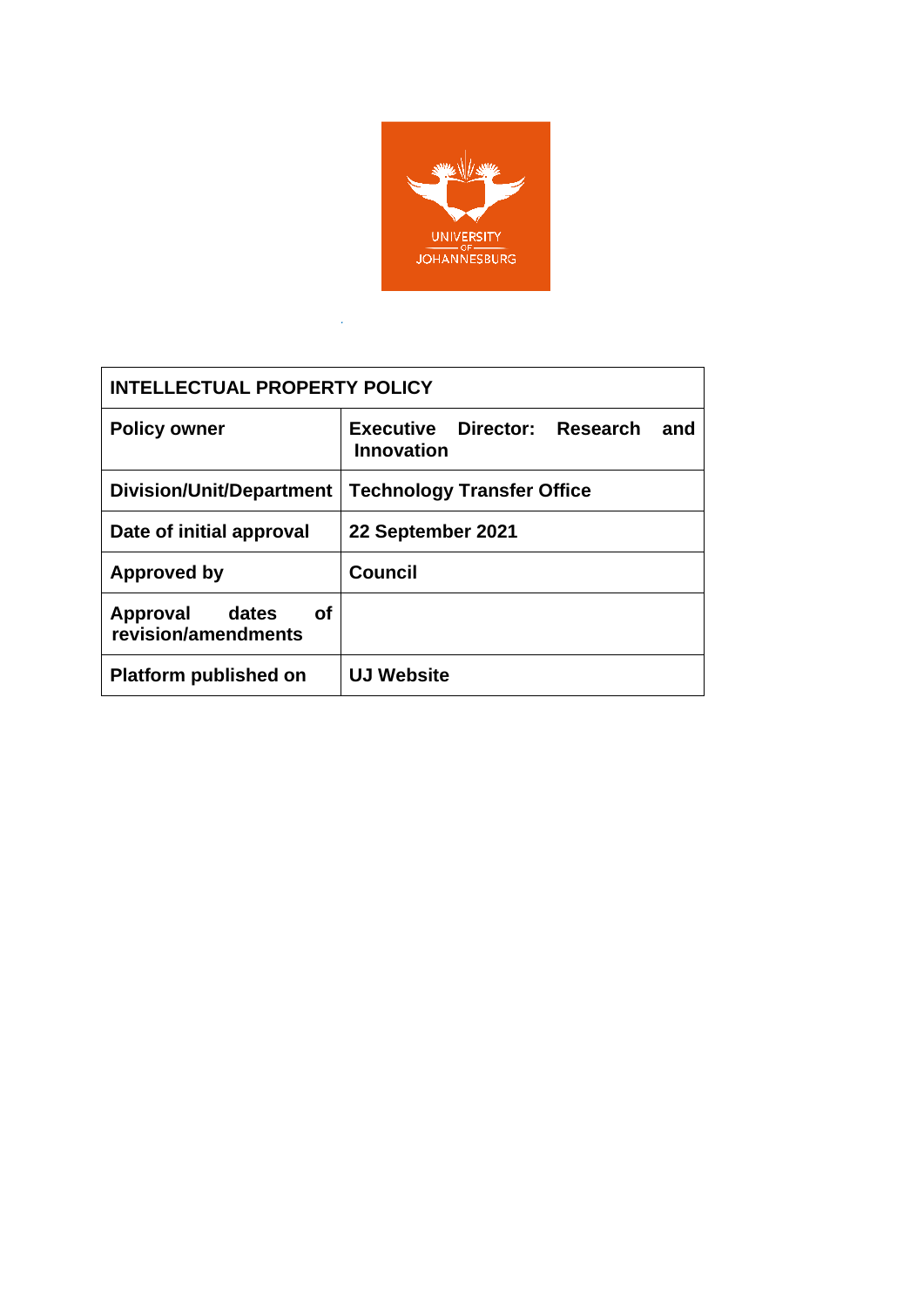| INTELLECTUAL PROPERTY POLICY | |
|---|---|
| **Policy owner** | **Executive Director: Research and Innovation** |
| **Division/Unit/Department** | **Technology Transfer Office** |
| **Date of initial approval** | **22 September 2021** |
| **Approved by** | **Council** |
| **Approval dates of revision/amendments** | |
| **Platform published on** | **UJ Website** |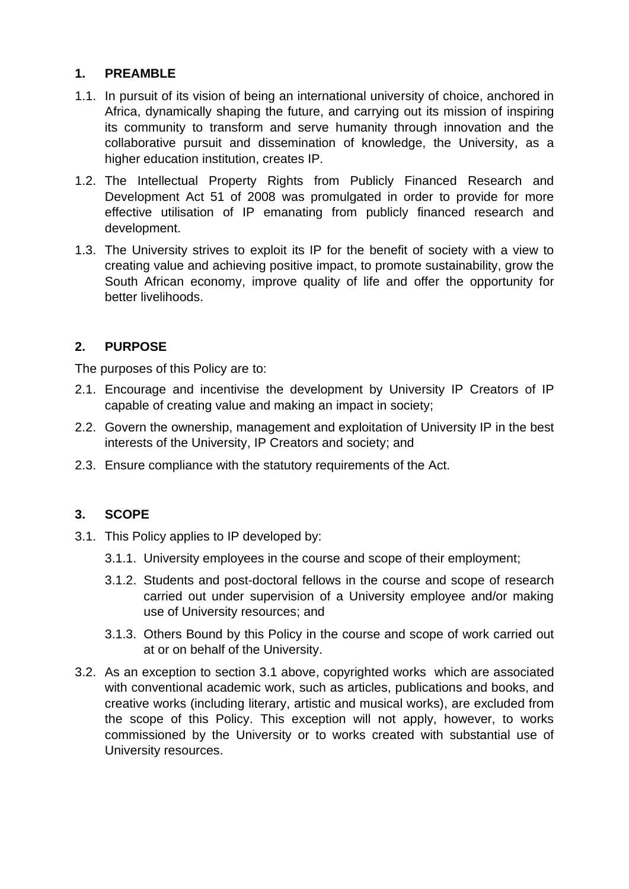## 1. PREAMBLE

1.1. In pursuit of its vision of being an international university of choice, anchored in Africa, dynamically shaping the future, and carrying out its mission of inspiring its community to transform and serve humanity through innovation and the collaborative pursuit and dissemination of knowledge, the University, as a higher education institution, creates IP.

1.2. The Intellectual Property Rights from Publicly Financed Research and Development Act 51 of 2008 was promulgated in order to provide for more effective utilisation of IP emanating from publicly financed research and development.

1.3. The University strives to exploit its IP for the benefit of society with a view to creating value and achieving positive impact, to promote sustainability, grow the South African economy, improve quality of life and offer the opportunity for better livelihoods.

## 2. PURPOSE

The purposes of this Policy are to:

2.1. Encourage and incentivise the development by University IP Creators of IP capable of creating value and making an impact in society;

2.2. Govern the ownership, management and exploitation of University IP in the best interests of the University, IP Creators and society; and

2.3. Ensure compliance with the statutory requirements of the Act.

## 3. SCOPE

3.1. This Policy applies to IP developed by:

- 3.1.1. University employees in the course and scope of their employment;
- 3.1.2. Students and post-doctoral fellows in the course and scope of research carried out under supervision of a University employee and/or making use of University resources; and
- 3.1.3. Others Bound by this Policy in the course and scope of work carried out at or on behalf of the University.

3.2. As an exception to section 3.1 above, copyrighted works which are associated with conventional academic work, such as articles, publications and books, and creative works (including literary, artistic and musical works), are excluded from the scope of this Policy. This exception will not apply, however, to works commissioned by the University or to works created with substantial use of University resources.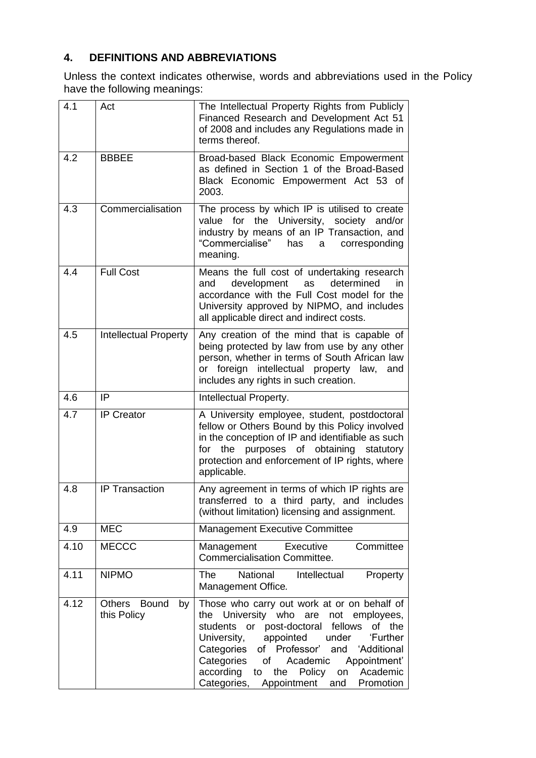## 4. DEFINITIONS AND ABBREVIATIONS

Unless the context indicates otherwise, words and abbreviations used in the Policy have the following meanings:

| | | |
|---|---|---|
| 4.1 | Act | The Intellectual Property Rights from Publicly Financed Research and Development Act 51 of 2008 and includes any Regulations made in terms thereof. |
| 4.2 | BBBEE | Broad-based Black Economic Empowerment as defined in Section 1 of the Broad-Based Black Economic Empowerment Act 53 of 2003. |
| 4.3 | Commercialisation | The process by which IP is utilised to create value for the University, society and/or industry by means of an IP Transaction, and "Commercialise" has a corresponding meaning. |
| 4.4 | Full Cost | Means the full cost of undertaking research and development as determined in accordance with the Full Cost model for the University approved by NIPMO, and includes all applicable direct and indirect costs. |
| 4.5 | Intellectual Property | Any creation of the mind that is capable of being protected by law from use by any other person, whether in terms of South African law or foreign intellectual property law, and includes any rights in such creation. |
| 4.6 | IP | Intellectual Property. |
| 4.7 | IP Creator | A University employee, student, postdoctoral fellow or Others Bound by this Policy involved in the conception of IP and identifiable as such for the purposes of obtaining statutory protection and enforcement of IP rights, where applicable. |
| 4.8 | IP Transaction | Any agreement in terms of which IP rights are transferred to a third party, and includes (without limitation) licensing and assignment. |
| 4.9 | MEC | Management Executive Committee |
| 4.10 | MECCC | Management Executive Committee Commercialisation Committee. |
| 4.11 | NIPMO | The National Intellectual Property Management Office. |
| 4.12 | Others Bound by this Policy | Those who carry out work at or on behalf of the University who are not employees, students or post-doctoral fellows of the University, appointed under 'Further Categories of Professor' and 'Additional Categories of Academic Appointment' according to the Policy on Academic Categories, Appointment and Promotion |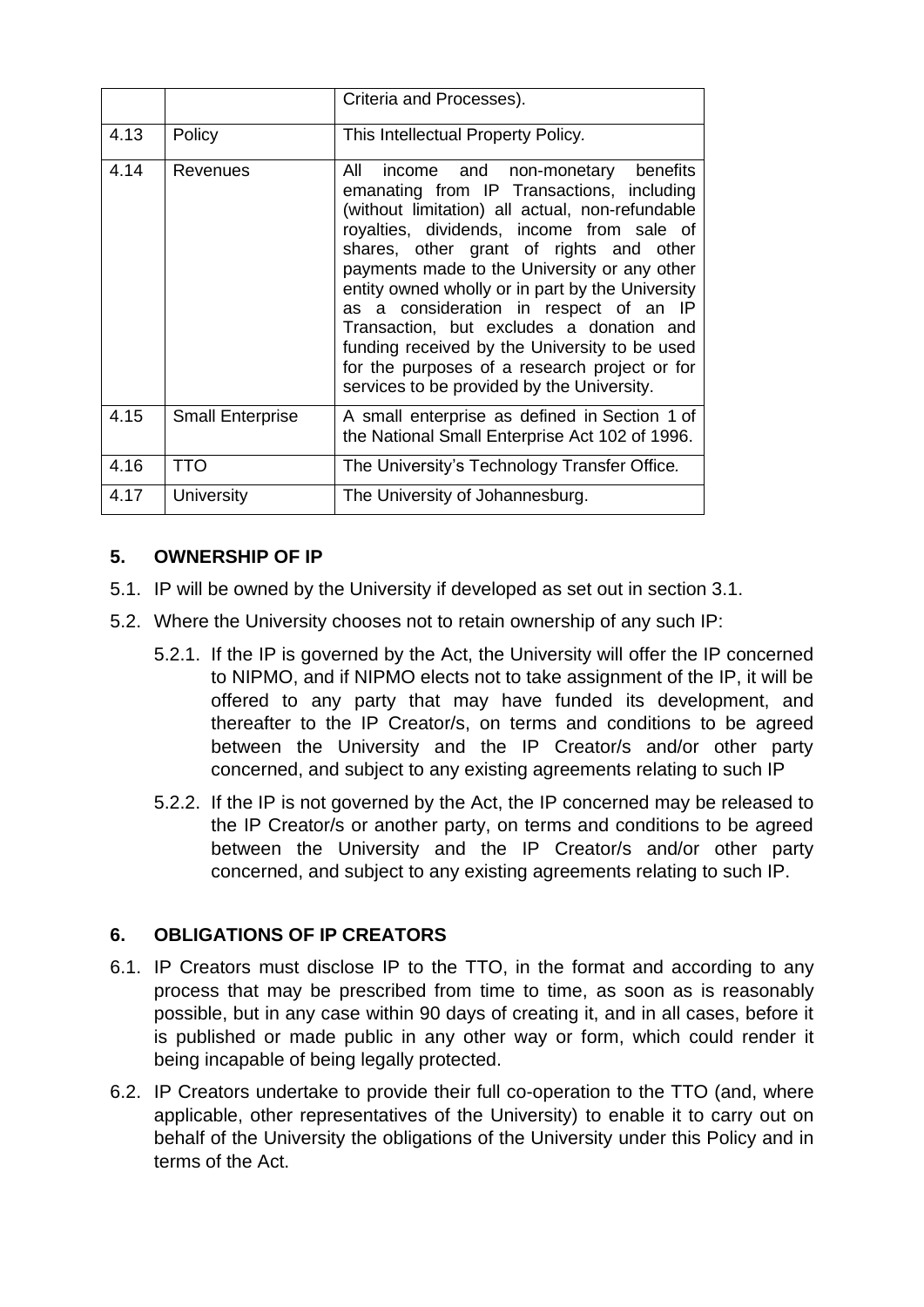| | | |
|---|---|---|
| | | Criteria and Processes). |
| 4.13 | Policy | This Intellectual Property Policy. |
| 4.14 | Revenues | All income and non-monetary benefits emanating from IP Transactions, including (without limitation) all actual, non-refundable royalties, dividends, income from sale of shares, other grant of rights and other payments made to the University or any other entity owned wholly or in part by the University as a consideration in respect of an IP Transaction, but excludes a donation and funding received by the University to be used for the purposes of a research project or for services to be provided by the University. |
| 4.15 | Small Enterprise | A small enterprise as defined in Section 1 of the National Small Enterprise Act 102 of 1996. |
| 4.16 | TTO | The University's Technology Transfer Office. |
| 4.17 | University | The University of Johannesburg. |

## 5. OWNERSHIP OF IP

5.1. IP will be owned by the University if developed as set out in section 3.1.

5.2. Where the University chooses not to retain ownership of any such IP:

5.2.1. If the IP is governed by the Act, the University will offer the IP concerned to NIPMO, and if NIPMO elects not to take assignment of the IP, it will be offered to any party that may have funded its development, and thereafter to the IP Creator/s, on terms and conditions to be agreed between the University and the IP Creator/s and/or other party concerned, and subject to any existing agreements relating to such IP

5.2.2. If the IP is not governed by the Act, the IP concerned may be released to the IP Creator/s or another party, on terms and conditions to be agreed between the University and the IP Creator/s and/or other party concerned, and subject to any existing agreements relating to such IP.

## 6. OBLIGATIONS OF IP CREATORS

6.1. IP Creators must disclose IP to the TTO, in the format and according to any process that may be prescribed from time to time, as soon as is reasonably possible, but in any case within 90 days of creating it, and in all cases, before it is published or made public in any other way or form, which could render it being incapable of being legally protected.

6.2. IP Creators undertake to provide their full co-operation to the TTO (and, where applicable, other representatives of the University) to enable it to carry out on behalf of the University the obligations of the University under this Policy and in terms of the Act.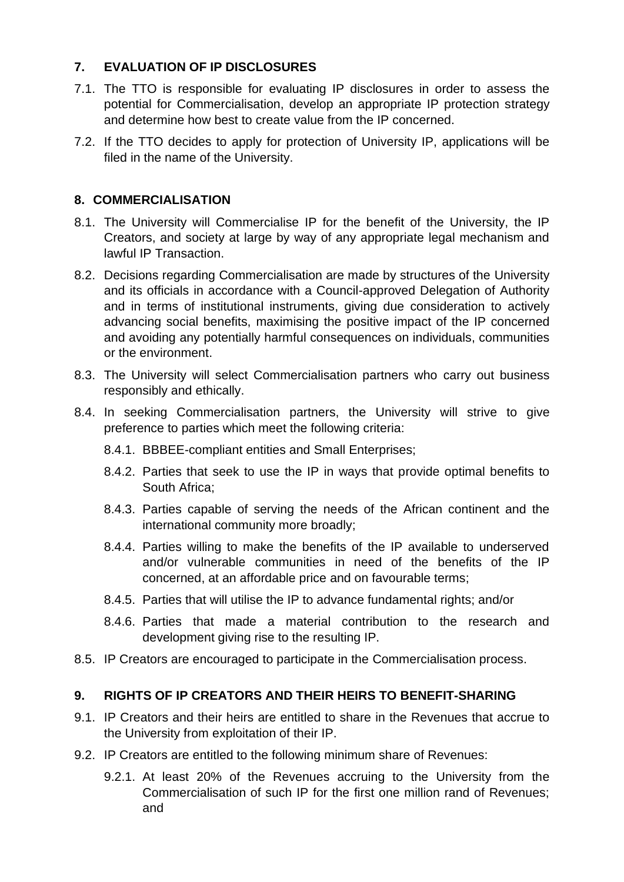## 7. EVALUATION OF IP DISCLOSURES

7.1. The TTO is responsible for evaluating IP disclosures in order to assess the potential for Commercialisation, develop an appropriate IP protection strategy and determine how best to create value from the IP concerned.

7.2. If the TTO decides to apply for protection of University IP, applications will be filed in the name of the University.

## 8. COMMERCIALISATION

8.1. The University will Commercialise IP for the benefit of the University, the IP Creators, and society at large by way of any appropriate legal mechanism and lawful IP Transaction.

8.2. Decisions regarding Commercialisation are made by structures of the University and its officials in accordance with a Council-approved Delegation of Authority and in terms of institutional instruments, giving due consideration to actively advancing social benefits, maximising the positive impact of the IP concerned and avoiding any potentially harmful consequences on individuals, communities or the environment.

8.3. The University will select Commercialisation partners who carry out business responsibly and ethically.

8.4. In seeking Commercialisation partners, the University will strive to give preference to parties which meet the following criteria:

8.4.1. BBBEE-compliant entities and Small Enterprises;

8.4.2. Parties that seek to use the IP in ways that provide optimal benefits to South Africa;

8.4.3. Parties capable of serving the needs of the African continent and the international community more broadly;

8.4.4. Parties willing to make the benefits of the IP available to underserved and/or vulnerable communities in need of the benefits of the IP concerned, at an affordable price and on favourable terms;

8.4.5. Parties that will utilise the IP to advance fundamental rights; and/or

8.4.6. Parties that made a material contribution to the research and development giving rise to the resulting IP.

8.5. IP Creators are encouraged to participate in the Commercialisation process.

## 9. RIGHTS OF IP CREATORS AND THEIR HEIRS TO BENEFIT-SHARING

9.1. IP Creators and their heirs are entitled to share in the Revenues that accrue to the University from exploitation of their IP.

9.2. IP Creators are entitled to the following minimum share of Revenues:

9.2.1. At least 20% of the Revenues accruing to the University from the Commercialisation of such IP for the first one million rand of Revenues; and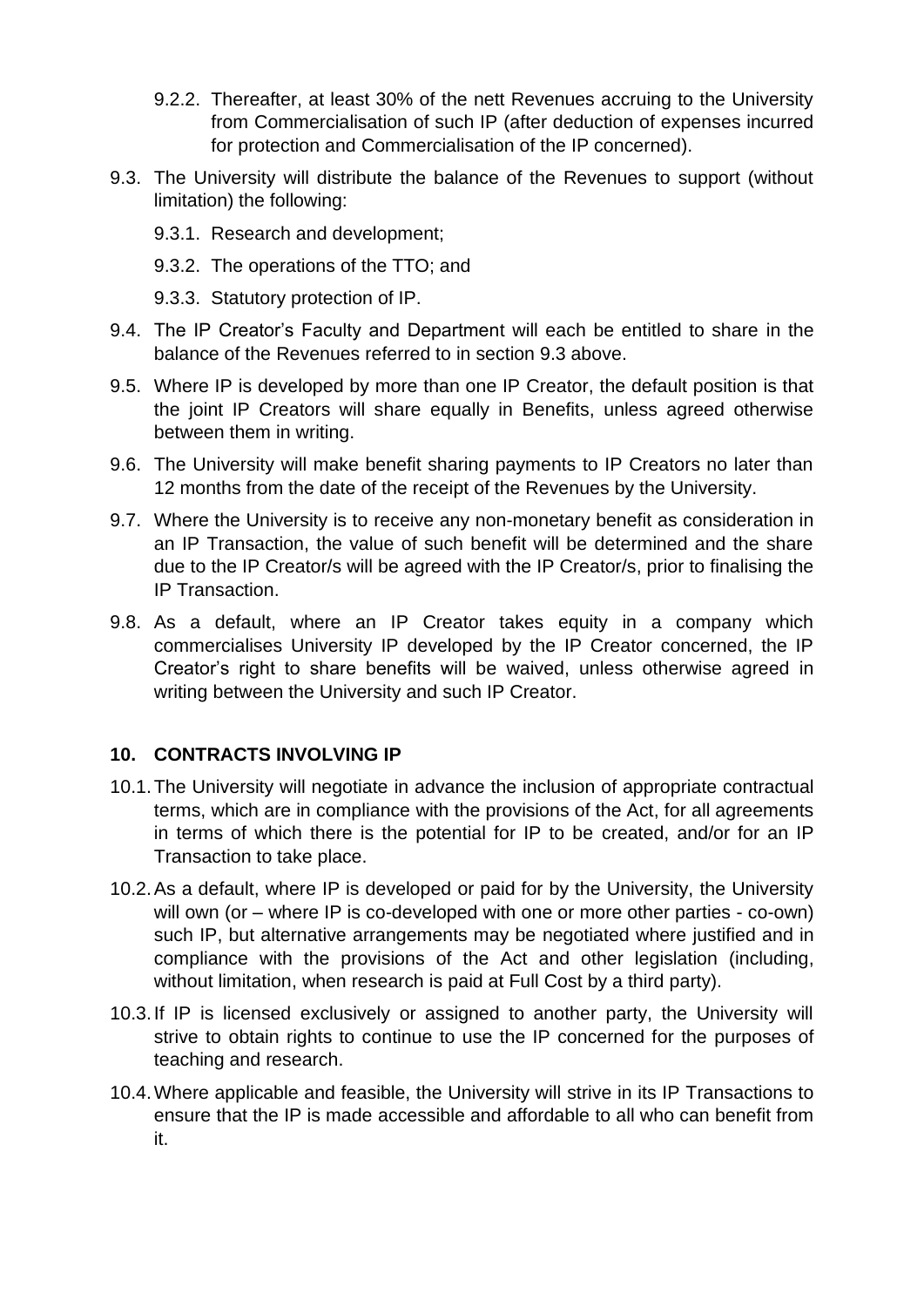9.2.2. Thereafter, at least 30% of the nett Revenues accruing to the University from Commercialisation of such IP (after deduction of expenses incurred for protection and Commercialisation of the IP concerned).

9.3. The University will distribute the balance of the Revenues to support (without limitation) the following:

9.3.1. Research and development;

9.3.2. The operations of the TTO; and

9.3.3. Statutory protection of IP.

9.4. The IP Creator's Faculty and Department will each be entitled to share in the balance of the Revenues referred to in section 9.3 above.

9.5. Where IP is developed by more than one IP Creator, the default position is that the joint IP Creators will share equally in Benefits, unless agreed otherwise between them in writing.

9.6. The University will make benefit sharing payments to IP Creators no later than 12 months from the date of the receipt of the Revenues by the University.

9.7. Where the University is to receive any non-monetary benefit as consideration in an IP Transaction, the value of such benefit will be determined and the share due to the IP Creator/s will be agreed with the IP Creator/s, prior to finalising the IP Transaction.

9.8. As a default, where an IP Creator takes equity in a company which commercialises University IP developed by the IP Creator concerned, the IP Creator's right to share benefits will be waived, unless otherwise agreed in writing between the University and such IP Creator.

## 10. CONTRACTS INVOLVING IP

10.1. The University will negotiate in advance the inclusion of appropriate contractual terms, which are in compliance with the provisions of the Act, for all agreements in terms of which there is the potential for IP to be created, and/or for an IP Transaction to take place.

10.2. As a default, where IP is developed or paid for by the University, the University will own (or – where IP is co-developed with one or more other parties - co-own) such IP, but alternative arrangements may be negotiated where justified and in compliance with the provisions of the Act and other legislation (including, without limitation, when research is paid at Full Cost by a third party).

10.3. If IP is licensed exclusively or assigned to another party, the University will strive to obtain rights to continue to use the IP concerned for the purposes of teaching and research.

10.4. Where applicable and feasible, the University will strive in its IP Transactions to ensure that the IP is made accessible and affordable to all who can benefit from it.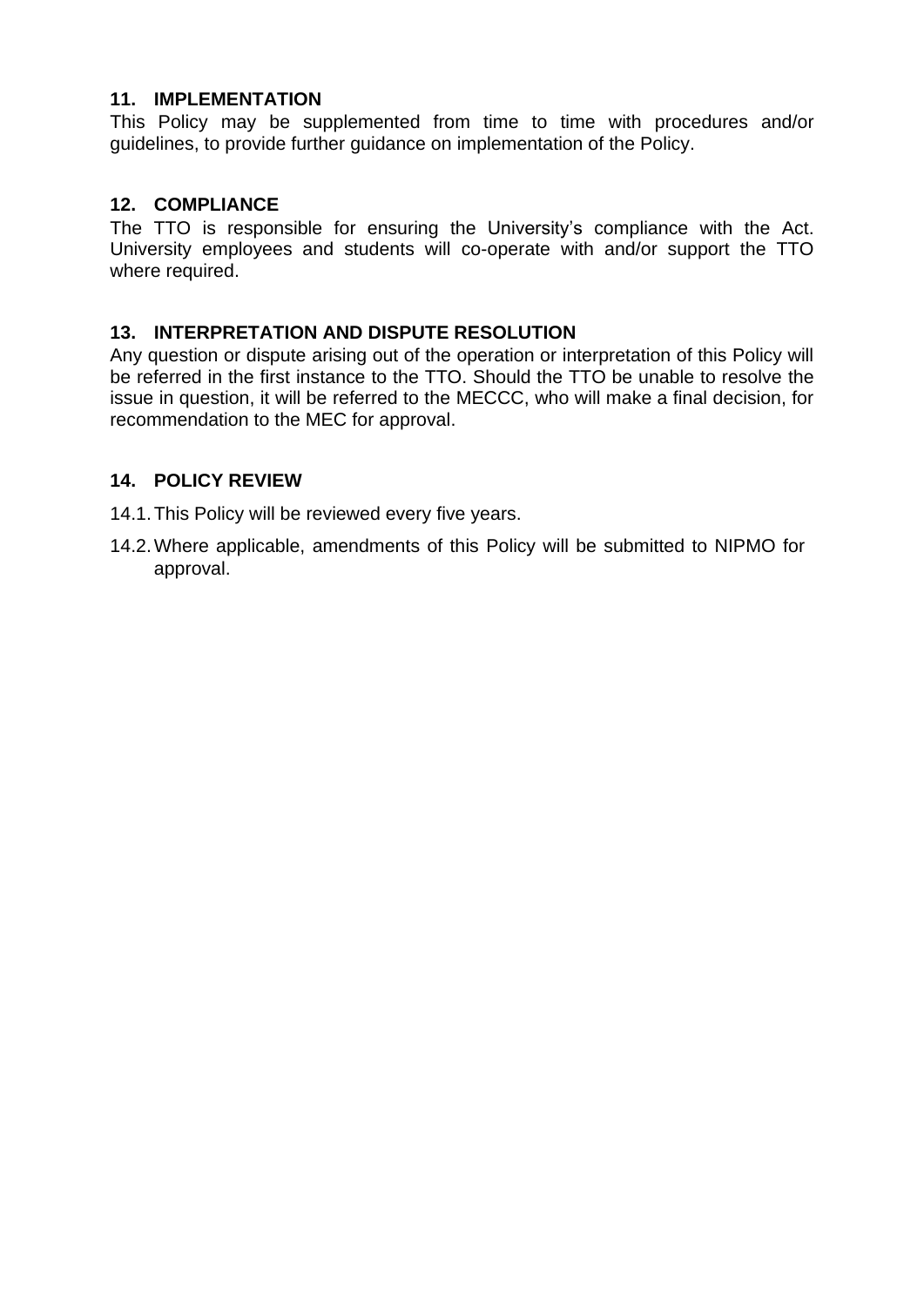## 11. IMPLEMENTATION

This Policy may be supplemented from time to time with procedures and/or guidelines, to provide further guidance on implementation of the Policy.

## 12. COMPLIANCE

The TTO is responsible for ensuring the University's compliance with the Act. University employees and students will co-operate with and/or support the TTO where required.

## 13. INTERPRETATION AND DISPUTE RESOLUTION

Any question or dispute arising out of the operation or interpretation of this Policy will be referred in the first instance to the TTO. Should the TTO be unable to resolve the issue in question, it will be referred to the MECCC, who will make a final decision, for recommendation to the MEC for approval.

## 14. POLICY REVIEW

14.1. This Policy will be reviewed every five years.

14.2. Where applicable, amendments of this Policy will be submitted to NIPMO for approval.